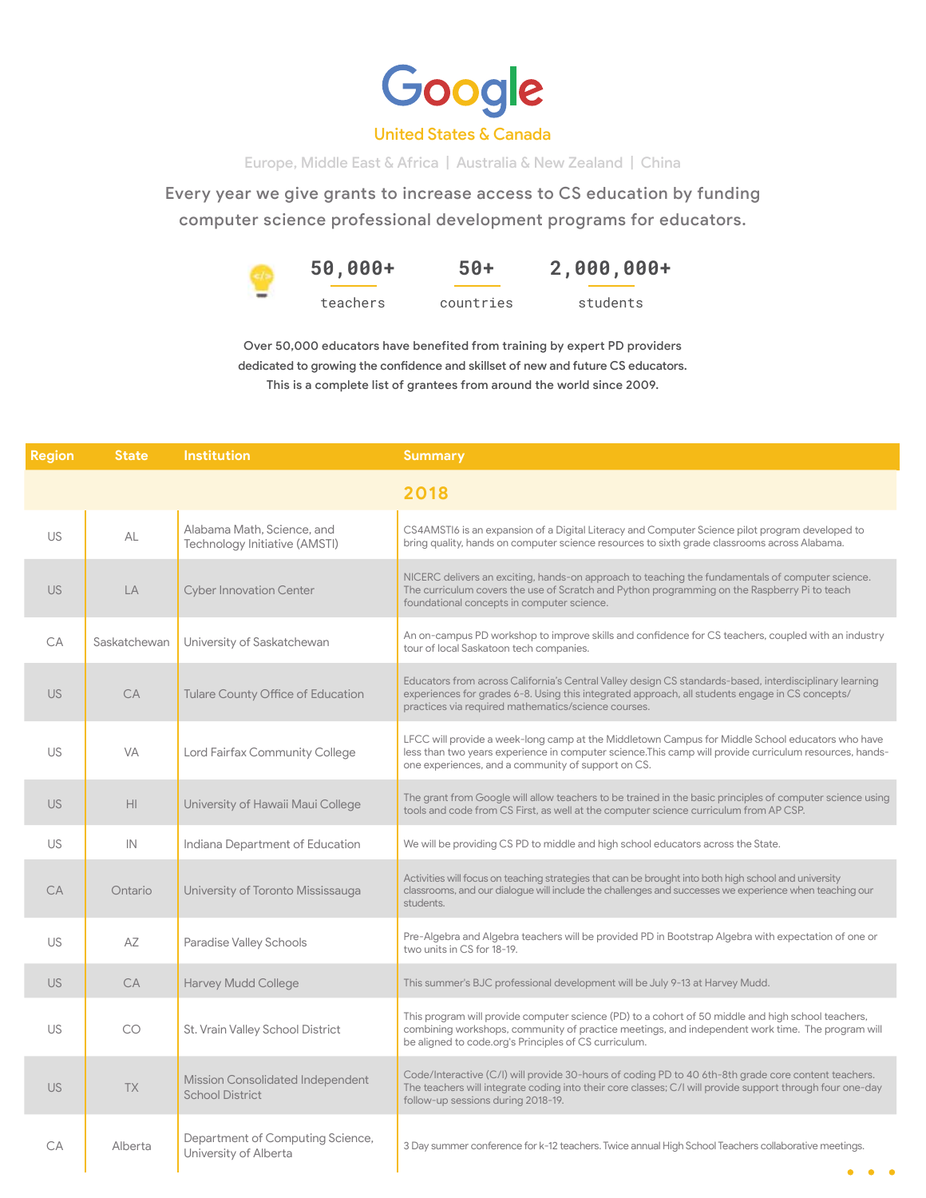# Google

**United States & Canada**

Europe, Middle East & Africa | Australia & New Zealand | China

Every year we give grants to increase access to CS education by funding computer science professional development programs for educators.

**50,000+** teachers | **50+** countries | **2,000,000+** students

**Over 50,000 educators have benefited from training by expert PD providers dedicated to growing the confidence and skillset of new and future CS educators. This is a complete list of grantees from around the world since 2009.**

| Region | State | Institution | Summary |
|---|---|---|---|
| | | | **2018** |
| US | AL | Alabama Math, Science, and Technology Initiative (AMSTI) | CS4AMSTI6 is an expansion of a Digital Literacy and Computer Science pilot program developed to bring quality, hands on computer science resources to sixth grade classrooms across Alabama. |
| US | LA | Cyber Innovation Center | NICERC delivers an exciting, hands-on approach to teaching the fundamentals of computer science. The curriculum covers the use of Scratch and Python programming on the Raspberry Pi to teach foundational concepts in computer science. |
| CA | Saskatchewan | University of Saskatchewan | An on-campus PD workshop to improve skills and confidence for CS teachers, coupled with an industry tour of local Saskatoon tech companies. |
| US | CA | Tulare County Office of Education | Educators from across California's Central Valley design CS standards-based, interdisciplinary learning experiences for grades 6-8. Using this integrated approach, all students engage in CS concepts/practices via required mathematics/science courses. |
| US | VA | Lord Fairfax Community College | LFCC will provide a week-long camp at the Middletown Campus for Middle School educators who have less than two years experience in computer science.This camp will provide curriculum resources, hands-one experiences, and a community of support on CS. |
| US | HI | University of Hawaii Maui College | The grant from Google will allow teachers to be trained in the basic principles of computer science using tools and code from CS First, as well at the computer science curriculum from AP CSP. |
| US | IN | Indiana Department of Education | We will be providing CS PD to middle and high school educators across the State. |
| CA | Ontario | University of Toronto Mississauga | Activities will focus on teaching strategies that can be brought into both high school and university classrooms, and our dialogue will include the challenges and successes we experience when teaching our students. |
| US | AZ | Paradise Valley Schools | Pre-Algebra and Algebra teachers will be provided PD in Bootstrap Algebra with expectation of one or two units in CS for 18-19. |
| US | CA | Harvey Mudd College | This summer's BJC professional development will be July 9-13 at Harvey Mudd. |
| US | CO | St. Vrain Valley School District | This program will provide computer science (PD) to a cohort of 50 middle and high school teachers, combining workshops, community of practice meetings, and independent work time. The program will be aligned to code.org's Principles of CS curriculum. |
| US | TX | Mission Consolidated Independent School District | Code/Interactive (C/I) will provide 30-hours of coding PD to 40 6th-8th grade core content teachers. The teachers will integrate coding into their core classes; C/I will provide support through four one-day follow-up sessions during 2018-19. |
| CA | Alberta | Department of Computing Science, University of Alberta | 3 Day summer conference for k-12 teachers. Twice annual High School Teachers collaborative meetings. |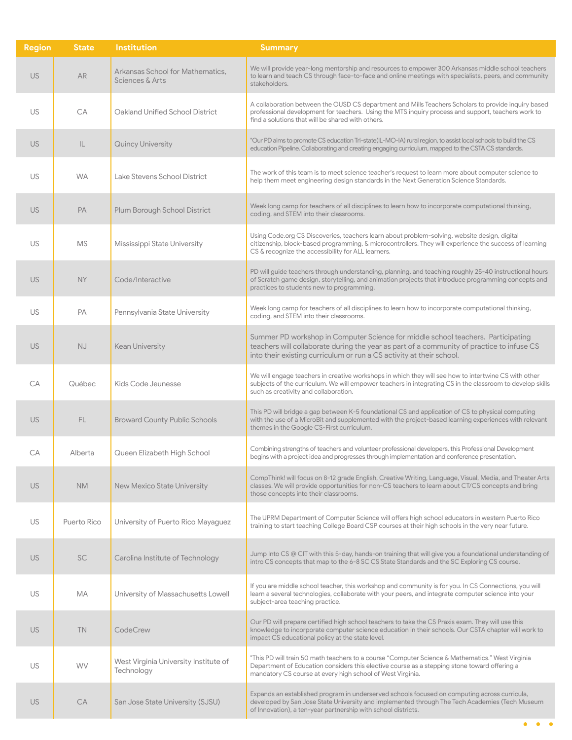| Region | State | Institution | Summary |
|---|---|---|---|
| US | AR | Arkansas School for Mathematics, Sciences & Arts | We will provide year-long mentorship and resources to empower 300 Arkansas middle school teachers to learn and teach CS through face-to-face and online meetings with specialists, peers, and community stakeholders. |
| US | CA | Oakland Unified School District | A collaboration between the OUSD CS department and Mills Teachers Scholars to provide inquiry based professional development for teachers. Using the MTS inquiry process and support, teachers work to find a solutions that will be shared with others. |
| US | IL | Quincy University | "Our PD aims to promote CS education Tri-state(IL-MO-IA) rural region, to assist local schools to build the CS education Pipeline. Collaborating and creating engaging curriculum, mapped to the CSTA CS standards. |
| US | WA | Lake Stevens School District | The work of this team is to meet science teacher's request to learn more about computer science to help them meet engineering design standards in the Next Generation Science Standards. |
| US | PA | Plum Borough School District | Week long camp for teachers of all disciplines to learn how to incorporate computational thinking, coding, and STEM into their classrooms. |
| US | MS | Mississippi State University | Using Code.org CS Discoveries, teachers learn about problem-solving, website design, digital citizenship, block-based programming, & microcontrollers. They will experience the success of learning CS & recognize the accessibility for ALL learners. |
| US | NY | Code/Interactive | PD will guide teachers through understanding, planning, and teaching roughly 25-40 instructional hours of Scratch game design, storytelling, and animation projects that introduce programming concepts and practices to students new to programming. |
| US | PA | Pennsylvania State University | Week long camp for teachers of all disciplines to learn how to incorporate computational thinking, coding, and STEM into their classrooms. |
| US | NJ | Kean University | Summer PD workshop in Computer Science for middle school teachers. Participating teachers will collaborate during the year as part of a community of practice to infuse CS into their existing curriculum or run a CS activity at their school. |
| CA | Québec | Kids Code Jeunesse | We will engage teachers in creative workshops in which they will see how to intertwine CS with other subjects of the curriculum. We will empower teachers in integrating CS in the classroom to develop skills such as creativity and collaboration. |
| US | FL | Broward County Public Schools | This PD will bridge a gap between K-5 foundational CS and application of CS to physical computing with the use of a MicroBit and supplemented with the project-based learning experiences with relevant themes in the Google CS-First curriculum. |
| CA | Alberta | Queen Elizabeth High School | Combining strengths of teachers and volunteer professional developers, this Professional Development begins with a project idea and progresses through implementation and conference presentation. |
| US | NM | New Mexico State University | CompThink! will focus on 8-12 grade English, Creative Writing, Language, Visual, Media, and Theater Arts classes. We will provide opportunities for non-CS teachers to learn about CT/CS concepts and bring those concepts into their classrooms. |
| US | Puerto Rico | University of Puerto Rico Mayaguez | The UPRM Department of Computer Science will offers high school educators in western Puerto Rico training to start teaching College Board CSP courses at their high schools in the very near future. |
| US | SC | Carolina Institute of Technology | Jump Into CS @ CIT with this 5-day, hands-on training that will give you a foundational understanding of intro CS concepts that map to the 6-8 SC CS State Standards and the SC Exploring CS course. |
| US | MA | University of Massachusetts Lowell | If you are middle school teacher, this workshop and community is for you. In CS Connections, you will learn a several technologies, collaborate with your peers, and integrate computer science into your subject-area teaching practice. |
| US | TN | CodeCrew | Our PD will prepare certified high school teachers to take the CS Praxis exam. They will use this knowledge to incorporate computer science education in their schools. Our CSTA chapter will work to impact CS educational policy at the state level. |
| US | WV | West Virginia University Institute of Technology | "This PD will train 50 math teachers to a course "Computer Science & Mathematics." West Virginia Department of Education considers this elective course as a stepping stone toward offering a mandatory CS course at every high school of West Virginia. |
| US | CA | San Jose State University (SJSU) | Expands an established program in underserved schools focused on computing across curricula, developed by San Jose State University and implemented through The Tech Academies (Tech Museum of Innovation), a ten-year partnership with school districts. |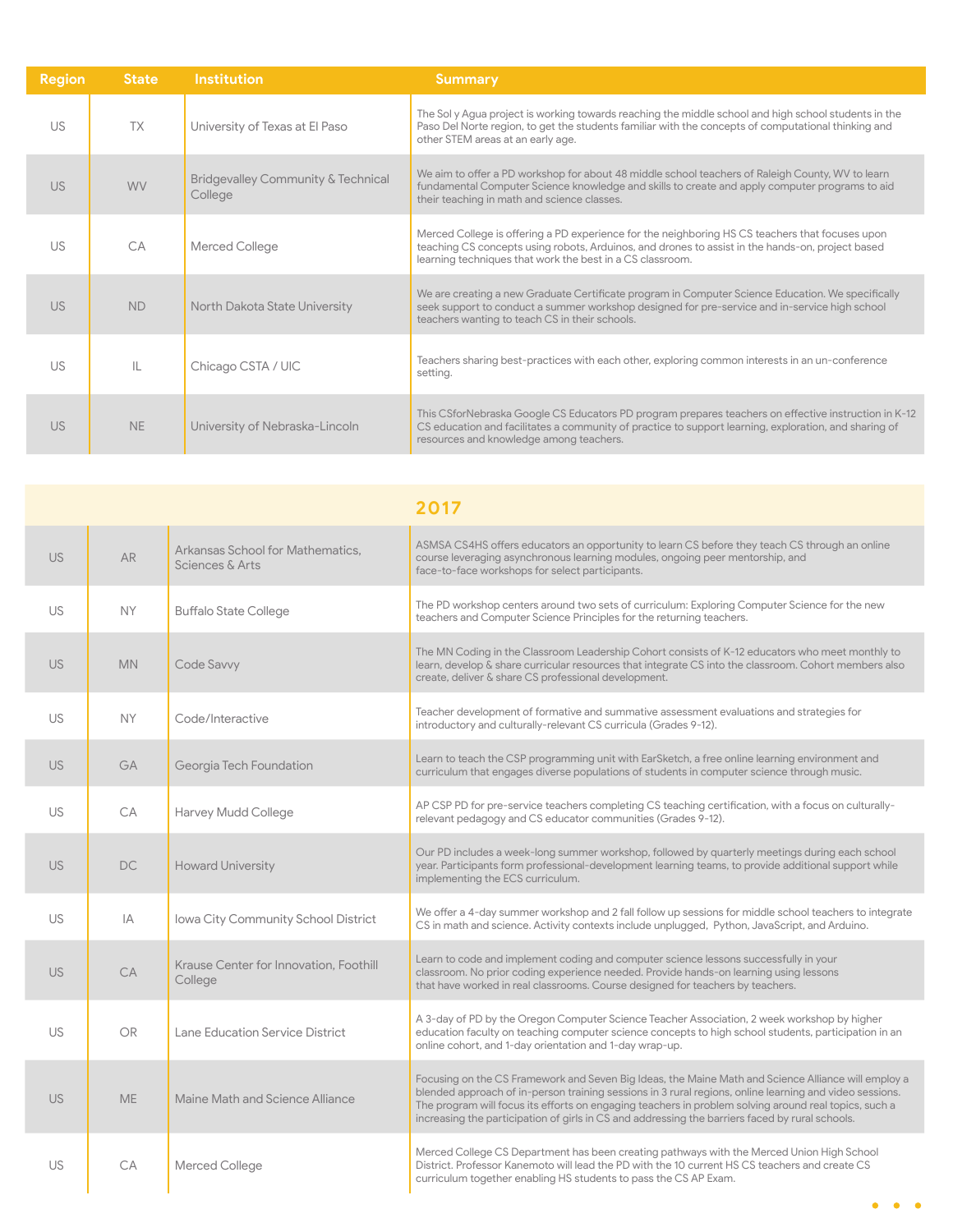| Region | State | Institution | Summary |
|---|---|---|---|
| US | TX | University of Texas at El Paso | The Sol y Agua project is working towards reaching the middle school and high school students in the Paso Del Norte region, to get the students familiar with the concepts of computational thinking and other STEM areas at an early age. |
| US | WV | Bridgevalley Community & Technical College | We aim to offer a PD workshop for about 48 middle school teachers of Raleigh County, WV to learn fundamental Computer Science knowledge and skills to create and apply computer programs to aid their teaching in math and science classes. |
| US | CA | Merced College | Merced College is offering a PD experience for the neighboring HS CS teachers that focuses upon teaching CS concepts using robots, Arduinos, and drones to assist in the hands-on, project based learning techniques that work the best in a CS classroom. |
| US | ND | North Dakota State University | We are creating a new Graduate Certificate program in Computer Science Education. We specifically seek support to conduct a summer workshop designed for pre-service and in-service high school teachers wanting to teach CS in their schools. |
| US | IL | Chicago CSTA / UIC | Teachers sharing best-practices with each other, exploring common interests in an un-conference setting. |
| US | NE | University of Nebraska-Lincoln | This CSforNebraska Google CS Educators PD program prepares teachers on effective instruction in K-12 CS education and facilitates a community of practice to support learning, exploration, and sharing of resources and knowledge among teachers. |

## 2017

| Region | State | Institution | Summary |
|---|---|---|---|
| US | AR | Arkansas School for Mathematics, Sciences & Arts | ASMSA CS4HS offers educators an opportunity to learn CS before they teach CS through an online course leveraging asynchronous learning modules, ongoing peer mentorship, and face-to-face workshops for select participants. |
| US | NY | Buffalo State College | The PD workshop centers around two sets of curriculum: Exploring Computer Science for the new teachers and Computer Science Principles for the returning teachers. |
| US | MN | Code Savvy | The MN Coding in the Classroom Leadership Cohort consists of K-12 educators who meet monthly to learn, develop & share curricular resources that integrate CS into the classroom. Cohort members also create, deliver & share CS professional development. |
| US | NY | Code/Interactive | Teacher development of formative and summative assessment evaluations and strategies for introductory and culturally-relevant CS curricula (Grades 9-12). |
| US | GA | Georgia Tech Foundation | Learn to teach the CSP programming unit with EarSketch, a free online learning environment and curriculum that engages diverse populations of students in computer science through music. |
| US | CA | Harvey Mudd College | AP CSP PD for pre-service teachers completing CS teaching certification, with a focus on culturally-relevant pedagogy and CS educator communities (Grades 9-12). |
| US | DC | Howard University | Our PD includes a week-long summer workshop, followed by quarterly meetings during each school year. Participants form professional-development learning teams, to provide additional support while implementing the ECS curriculum. |
| US | IA | Iowa City Community School District | We offer a 4-day summer workshop and 2 fall follow up sessions for middle school teachers to integrate CS in math and science. Activity contexts include unplugged, Python, JavaScript, and Arduino. |
| US | CA | Krause Center for Innovation, Foothill College | Learn to code and implement coding and computer science lessons successfully in your classroom. No prior coding experience needed. Provide hands-on learning using lessons that have worked in real classrooms. Course designed for teachers by teachers. |
| US | OR | Lane Education Service District | A 3-day of PD by the Oregon Computer Science Teacher Association, 2 week workshop by higher education faculty on teaching computer science concepts to high school students, participation in an online cohort, and 1-day orientation and 1-day wrap-up. |
| US | ME | Maine Math and Science Alliance | Focusing on the CS Framework and Seven Big Ideas, the Maine Math and Science Alliance will employ a blended approach of in-person training sessions in 3 rural regions, online learning and video sessions. The program will focus its efforts on engaging teachers in problem solving around real topics, such a increasing the participation of girls in CS and addressing the barriers faced by rural schools. |
| US | CA | Merced College | Merced College CS Department has been creating pathways with the Merced Union High School District. Professor Kanemoto will lead the PD with the 10 current HS CS teachers and create CS curriculum together enabling HS students to pass the CS AP Exam. |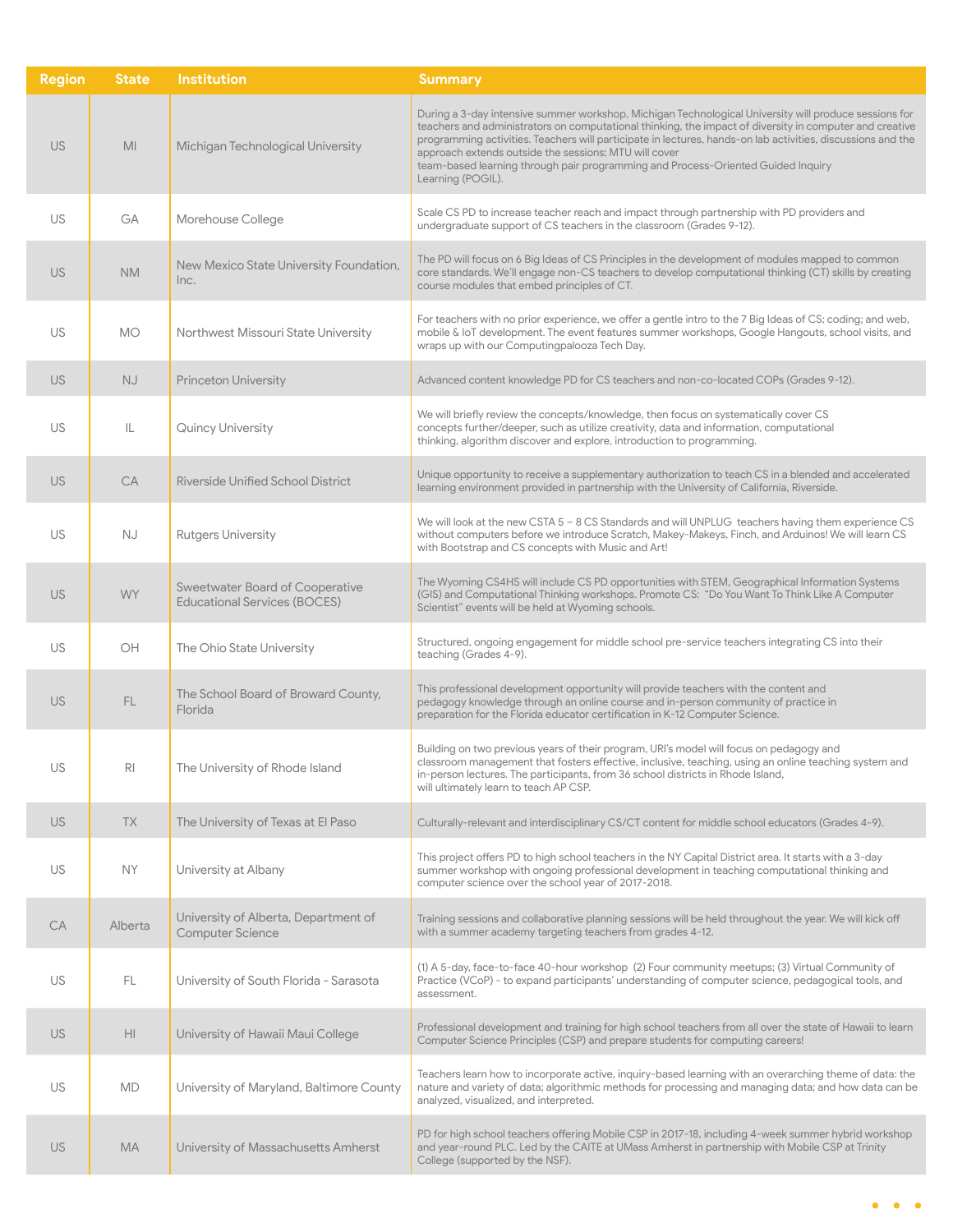| Region | State | Institution | Summary |
|---|---|---|---|
| US | MI | Michigan Technological University | During a 3-day intensive summer workshop, Michigan Technological University will produce sessions for teachers and administrators on computational thinking, the impact of diversity in computer and creative programming activities. Teachers will participate in lectures, hands-on lab activities, discussions and the approach extends outside the sessions; MTU will cover team-based learning through pair programming and Process-Oriented Guided Inquiry Learning (POGIL). |
| US | GA | Morehouse College | Scale CS PD to increase teacher reach and impact through partnership with PD providers and undergraduate support of CS teachers in the classroom (Grades 9-12). |
| US | NM | New Mexico State University Foundation, Inc. | The PD will focus on 6 Big Ideas of CS Principles in the development of modules mapped to common core standards. We'll engage non-CS teachers to develop computational thinking (CT) skills by creating course modules that embed principles of CT. |
| US | MO | Northwest Missouri State University | For teachers with no prior experience, we offer a gentle intro to the 7 Big Ideas of CS; coding; and web, mobile & IoT development. The event features summer workshops, Google Hangouts, school visits, and wraps up with our Computingpalooza Tech Day. |
| US | NJ | Princeton University | Advanced content knowledge PD for CS teachers and non-co-located COPs (Grades 9-12). |
| US | IL | Quincy University | We will briefly review the concepts/knowledge, then focus on systematically cover CS concepts further/deeper, such as utilize creativity, data and information, computational thinking, algorithm discover and explore, introduction to programming. |
| US | CA | Riverside Unified School District | Unique opportunity to receive a supplementary authorization to teach CS in a blended and accelerated learning environment provided in partnership with the University of California, Riverside. |
| US | NJ | Rutgers University | We will look at the new CSTA 5 – 8 CS Standards and will UNPLUG teachers having them experience CS without computers before we introduce Scratch, Makey-Makeys, Finch, and Arduinos! We will learn CS with Bootstrap and CS concepts with Music and Art! |
| US | WY | Sweetwater Board of Cooperative Educational Services (BOCES) | The Wyoming CS4HS will include CS PD opportunities with STEM, Geographical Information Systems (GIS) and Computational Thinking workshops. Promote CS: "Do You Want To Think Like A Computer Scientist" events will be held at Wyoming schools. |
| US | OH | The Ohio State University | Structured, ongoing engagement for middle school pre-service teachers integrating CS into their teaching (Grades 4-9). |
| US | FL | The School Board of Broward County, Florida | This professional development opportunity will provide teachers with the content and pedagogy knowledge through an online course and in-person community of practice in preparation for the Florida educator certification in K-12 Computer Science. |
| US | RI | The University of Rhode Island | Building on two previous years of their program, URI's model will focus on pedagogy and classroom management that fosters effective, inclusive, teaching, using an online teaching system and in-person lectures. The participants, from 36 school districts in Rhode Island, will ultimately learn to teach AP CSP. |
| US | TX | The University of Texas at El Paso | Culturally-relevant and interdisciplinary CS/CT content for middle school educators (Grades 4-9). |
| US | NY | University at Albany | This project offers PD to high school teachers in the NY Capital District area. It starts with a 3-day summer workshop with ongoing professional development in teaching computational thinking and computer science over the school year of 2017-2018. |
| CA | Alberta | University of Alberta, Department of Computer Science | Training sessions and collaborative planning sessions will be held throughout the year. We will kick off with a summer academy targeting teachers from grades 4-12. |
| US | FL | University of South Florida - Sarasota | (1) A 5-day, face-to-face 40-hour workshop (2) Four community meetups; (3) Virtual Community of Practice (VCoP) - to expand participants' understanding of computer science, pedagogical tools, and assessment. |
| US | HI | University of Hawaii Maui College | Professional development and training for high school teachers from all over the state of Hawaii to learn Computer Science Principles (CSP) and prepare students for computing careers! |
| US | MD | University of Maryland, Baltimore County | Teachers learn how to incorporate active, inquiry-based learning with an overarching theme of data: the nature and variety of data; algorithmic methods for processing and managing data; and how data can be analyzed, visualized, and interpreted. |
| US | MA | University of Massachusetts Amherst | PD for high school teachers offering Mobile CSP in 2017-18, including 4-week summer hybrid workshop and year-round PLC. Led by the CAITE at UMass Amherst in partnership with Mobile CSP at Trinity College (supported by the NSF). |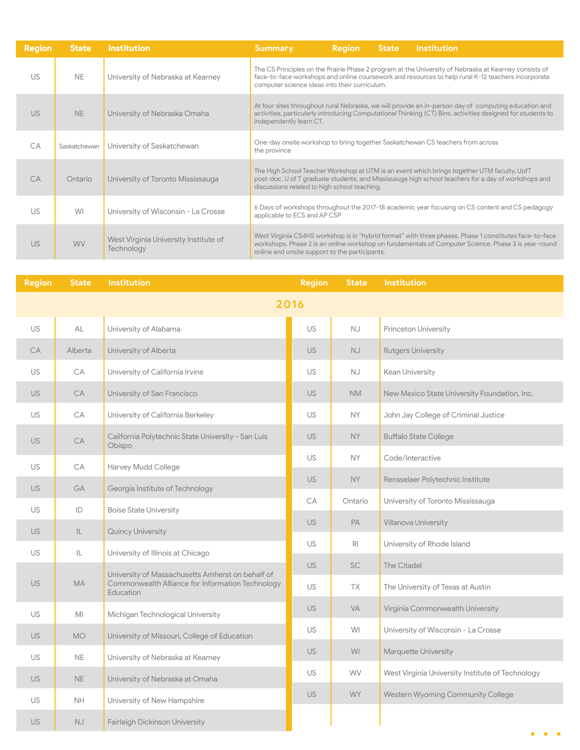| Region | State | Institution | Summary |
|---|---|---|---|
| US | NE | University of Nebraska at Kearney | The CS Principles on the Prairie Phase 2 program at the University of Nebraska at Kearney consists of face-to-face workshops and online coursework and resources to help rural K-12 teachers incorporate computer science ideas into their curriculum. |
| US | NE | University of Nebraska Omaha | At four sites throughout rural Nebraska, we will provide an in-person day of computing education and activities, particularly introducing Computational Thinking (CT) Bins, activities designed for students to independently learn CT. |
| CA | Saskatchewan | University of Saskatchewan | One-day onsite workshop to bring together Saskatchewan CS teachers from across the province |
| CA | Ontario | University of Toronto Mississauga | The High School Teacher Workshop at UTM is an event which brings together UTM faculty, UofT post-doc, U of T graduate students, and Mississauga high school teachers for a day of workshops and discussions related to high school teaching. |
| US | WI | University of Wisconsin - La Crosse | 6 Days of workshops throughout the 2017-18 academic year focusing on CS content and CS pedagogy applicable to ECS and AP CSP |
| US | WV | West Virginia University Institute of Technology | West Virginia CS4HS workshop is in "hybrid format" with three phases. Phase 1 constitutes face-to-face workshops. Phase 2 is an online workshop on fundamentals of Computer Science. Phase 3 is year-round online and onsite support to the participants. |

## 2016

| Region | State | Institution |
|---|---|---|
| US | AL | University of Alabama |
| CA | Alberta | University of Alberta |
| US | CA | University of California Irvine |
| US | CA | University of San Francisco |
| US | CA | University of California Berkeley |
| US | CA | California Polytechnic State University - San Luis Obispo |
| US | CA | Harvey Mudd College |
| US | GA | Georgia Institute of Technology |
| US | ID | Boise State University |
| US | IL | Quincy University |
| US | IL | University of Illinois at Chicago |
| US | MA | University of Massachusetts Amherst on behalf of Commonwealth Alliance for Information Technology Education |
| US | MI | Michigan Technological University |
| US | MO | University of Missouri, College of Education |
| US | NE | University of Nebraska at Kearney |
| US | NE | University of Nebraska at Omaha |
| US | NH | University of New Hampshire |
| US | NJ | Fairleigh Dickinson University |
| US | NJ | Princeton University |
| US | NJ | Rutgers University |
| US | NJ | Kean University |
| US | NM | New Mexico State University Foundation, Inc. |
| US | NY | John Jay College of Criminal Justice |
| US | NY | Buffalo State College |
| US | NY | Code/Interactive |
| US | NY | Rensselaer Polytechnic Institute |
| CA | Ontario | University of Toronto Mississauga |
| US | PA | Villanova University |
| US | RI | University of Rhode Island |
| US | SC | The Citadel |
| US | TX | The University of Texas at Austin |
| US | VA | Virginia Commonwealth University |
| US | WI | University of Wisconsin - La Crosse |
| US | WI | Marquette University |
| US | WV | West Virginia University Institute of Technology |
| US | WY | Western Wyoming Community College |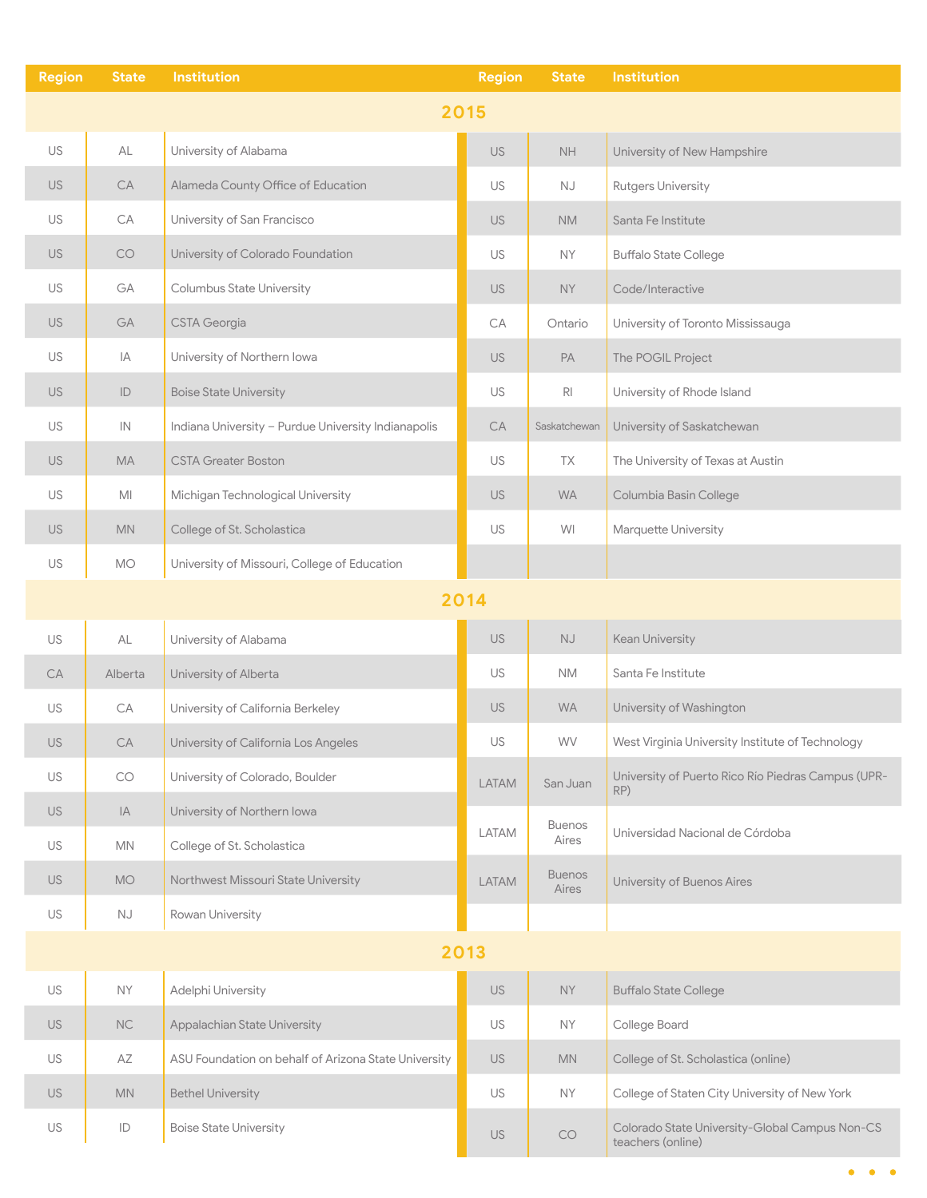| Region | State | Institution | Region | State | Institution |
|---|---|---|---|---|---|
| **2015** | | | | | |
| US | AL | University of Alabama | US | NH | University of New Hampshire |
| US | CA | Alameda County Office of Education | US | NJ | Rutgers University |
| US | CA | University of San Francisco | US | NM | Santa Fe Institute |
| US | CO | University of Colorado Foundation | US | NY | Buffalo State College |
| US | GA | Columbus State University | US | NY | Code/Interactive |
| US | GA | CSTA Georgia | CA | Ontario | University of Toronto Mississauga |
| US | IA | University of Northern Iowa | US | PA | The POGIL Project |
| US | ID | Boise State University | US | RI | University of Rhode Island |
| US | IN | Indiana University – Purdue University Indianapolis | CA | Saskatchewan | University of Saskatchewan |
| US | MA | CSTA Greater Boston | US | TX | The University of Texas at Austin |
| US | MI | Michigan Technological University | US | WA | Columbia Basin College |
| US | MN | College of St. Scholastica | US | WI | Marquette University |
| US | MO | University of Missouri, College of Education | | | |
| **2014** | | | | | |
| US | AL | University of Alabama | US | NJ | Kean University |
| CA | Alberta | University of Alberta | US | NM | Santa Fe Institute |
| US | CA | University of California Berkeley | US | WA | University of Washington |
| US | CA | University of California Los Angeles | US | WV | West Virginia University Institute of Technology |
| US | CO | University of Colorado, Boulder | LATAM | San Juan | University of Puerto Rico Río Piedras Campus (UPR-RP) |
| US | IA | University of Northern Iowa | LATAM | Buenos Aires | Universidad Nacional de Córdoba |
| US | MN | College of St. Scholastica | LATAM | Buenos Aires | University of Buenos Aires |
| US | MO | Northwest Missouri State University | | | |
| US | NJ | Rowan University | | | |
| **2013** | | | | | |
| US | NY | Adelphi University | US | NY | Buffalo State College |
| US | NC | Appalachian State University | US | NY | College Board |
| US | AZ | ASU Foundation on behalf of Arizona State University | US | MN | College of St. Scholastica (online) |
| US | MN | Bethel University | US | NY | College of Staten City University of New York |
| US | ID | Boise State University | US | CO | Colorado State University-Global Campus Non-CS teachers (online) |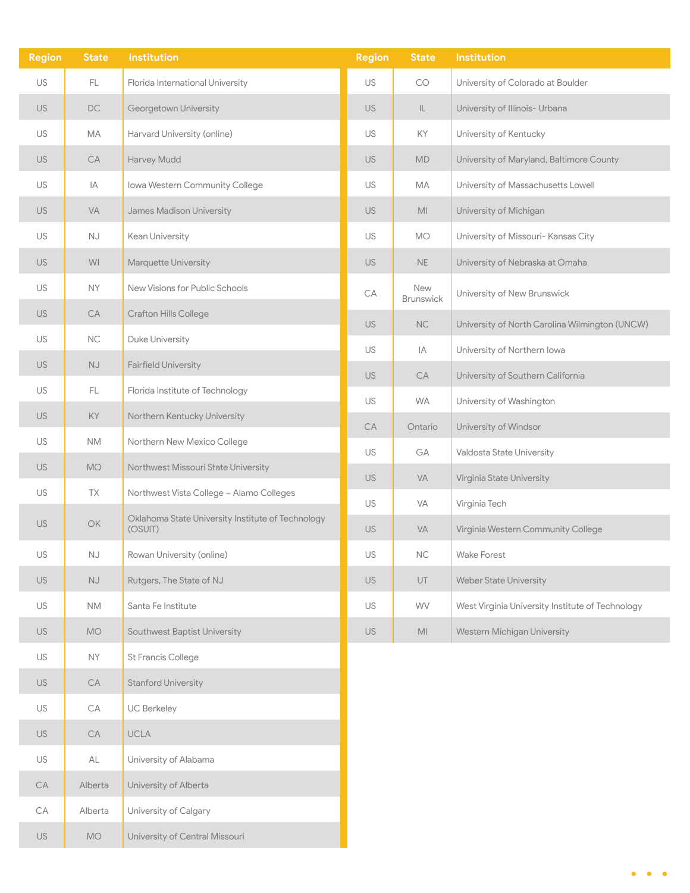| Region | State | Institution |
|---|---|---|
| US | FL | Florida International University |
| US | DC | Georgetown University |
| US | MA | Harvard University (online) |
| US | CA | Harvey Mudd |
| US | IA | Iowa Western Community College |
| US | VA | James Madison University |
| US | NJ | Kean University |
| US | WI | Marquette University |
| US | NY | New Visions for Public Schools |
| US | CA | Crafton Hills College |
| US | NC | Duke University |
| US | NJ | Fairfield University |
| US | FL | Florida Institute of Technology |
| US | KY | Northern Kentucky University |
| US | NM | Northern New Mexico College |
| US | MO | Northwest Missouri State University |
| US | TX | Northwest Vista College – Alamo Colleges |
| US | OK | Oklahoma State University Institute of Technology (OSUIT) |
| US | NJ | Rowan University (online) |
| US | NJ | Rutgers, The State of NJ |
| US | NM | Santa Fe Institute |
| US | MO | Southwest Baptist University |
| US | NY | St Francis College |
| US | CA | Stanford University |
| US | CA | UC Berkeley |
| US | CA | UCLA |
| US | AL | University of Alabama |
| CA | Alberta | University of Alberta |
| CA | Alberta | University of Calgary |
| US | MO | University of Central Missouri |
| US | CO | University of Colorado at Boulder |
| US | IL | University of Illinois- Urbana |
| US | KY | University of Kentucky |
| US | MD | University of Maryland, Baltimore County |
| US | MA | University of Massachusetts Lowell |
| US | MI | University of Michigan |
| US | MO | University of Missouri- Kansas City |
| US | NE | University of Nebraska at Omaha |
| CA | New Brunswick | University of New Brunswick |
| US | NC | University of North Carolina Wilmington (UNCW) |
| US | IA | University of Northern Iowa |
| US | CA | University of Southern California |
| US | WA | University of Washington |
| CA | Ontario | University of Windsor |
| US | GA | Valdosta State University |
| US | VA | Virginia State University |
| US | VA | Virginia Tech |
| US | VA | Virginia Western Community College |
| US | NC | Wake Forest |
| US | UT | Weber State University |
| US | WV | West Virginia University Institute of Technology |
| US | MI | Western Michigan University |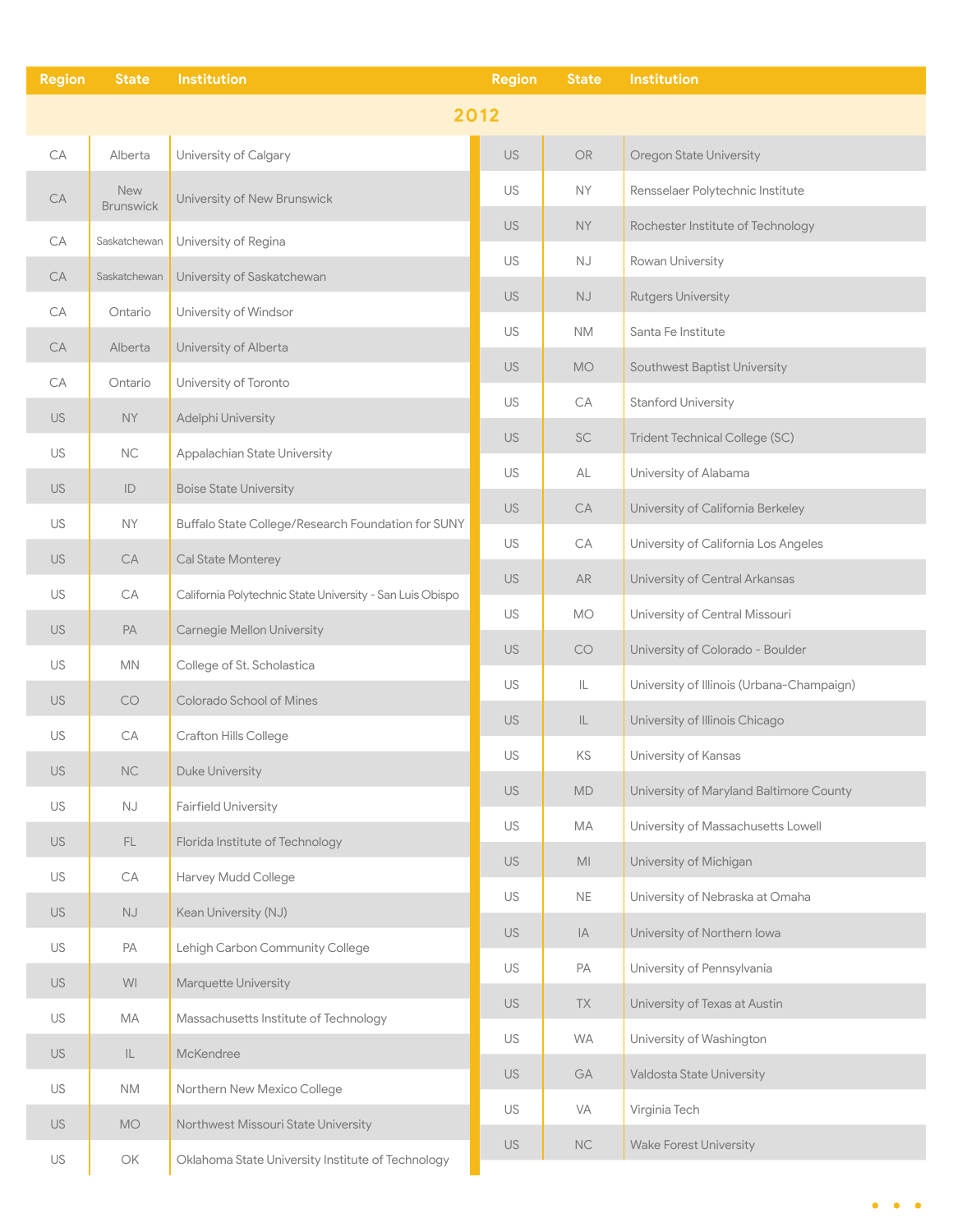| Region | State | Institution |
|---|---|---|
| **2012** | | |
| CA | Alberta | University of Calgary |
| CA | New Brunswick | University of New Brunswick |
| CA | Saskatchewan | University of Regina |
| CA | Saskatchewan | University of Saskatchewan |
| CA | Ontario | University of Windsor |
| CA | Alberta | University of Alberta |
| CA | Ontario | University of Toronto |
| US | NY | Adelphi University |
| US | NC | Appalachian State University |
| US | ID | Boise State University |
| US | NY | Buffalo State College/Research Foundation for SUNY |
| US | CA | Cal State Monterey |
| US | CA | California Polytechnic State University - San Luis Obispo |
| US | PA | Carnegie Mellon University |
| US | MN | College of St. Scholastica |
| US | CO | Colorado School of Mines |
| US | CA | Crafton Hills College |
| US | NC | Duke University |
| US | NJ | Fairfield University |
| US | FL | Florida Institute of Technology |
| US | CA | Harvey Mudd College |
| US | NJ | Kean University (NJ) |
| US | PA | Lehigh Carbon Community College |
| US | WI | Marquette University |
| US | MA | Massachusetts Institute of Technology |
| US | IL | McKendree |
| US | NM | Northern New Mexico College |
| US | MO | Northwest Missouri State University |
| US | OK | Oklahoma State University Institute of Technology |
| US | OR | Oregon State University |
| US | NY | Rensselaer Polytechnic Institute |
| US | NY | Rochester Institute of Technology |
| US | NJ | Rowan University |
| US | NJ | Rutgers University |
| US | NM | Santa Fe Institute |
| US | MO | Southwest Baptist University |
| US | CA | Stanford University |
| US | SC | Trident Technical College (SC) |
| US | AL | University of Alabama |
| US | CA | University of California Berkeley |
| US | CA | University of California Los Angeles |
| US | AR | University of Central Arkansas |
| US | MO | University of Central Missouri |
| US | CO | University of Colorado - Boulder |
| US | IL | University of Illinois (Urbana-Champaign) |
| US | IL | University of Illinois Chicago |
| US | KS | University of Kansas |
| US | MD | University of Maryland Baltimore County |
| US | MA | University of Massachusetts Lowell |
| US | MI | University of Michigan |
| US | NE | University of Nebraska at Omaha |
| US | IA | University of Northern Iowa |
| US | PA | University of Pennsylvania |
| US | TX | University of Texas at Austin |
| US | WA | University of Washington |
| US | GA | Valdosta State University |
| US | VA | Virginia Tech |
| US | NC | Wake Forest University |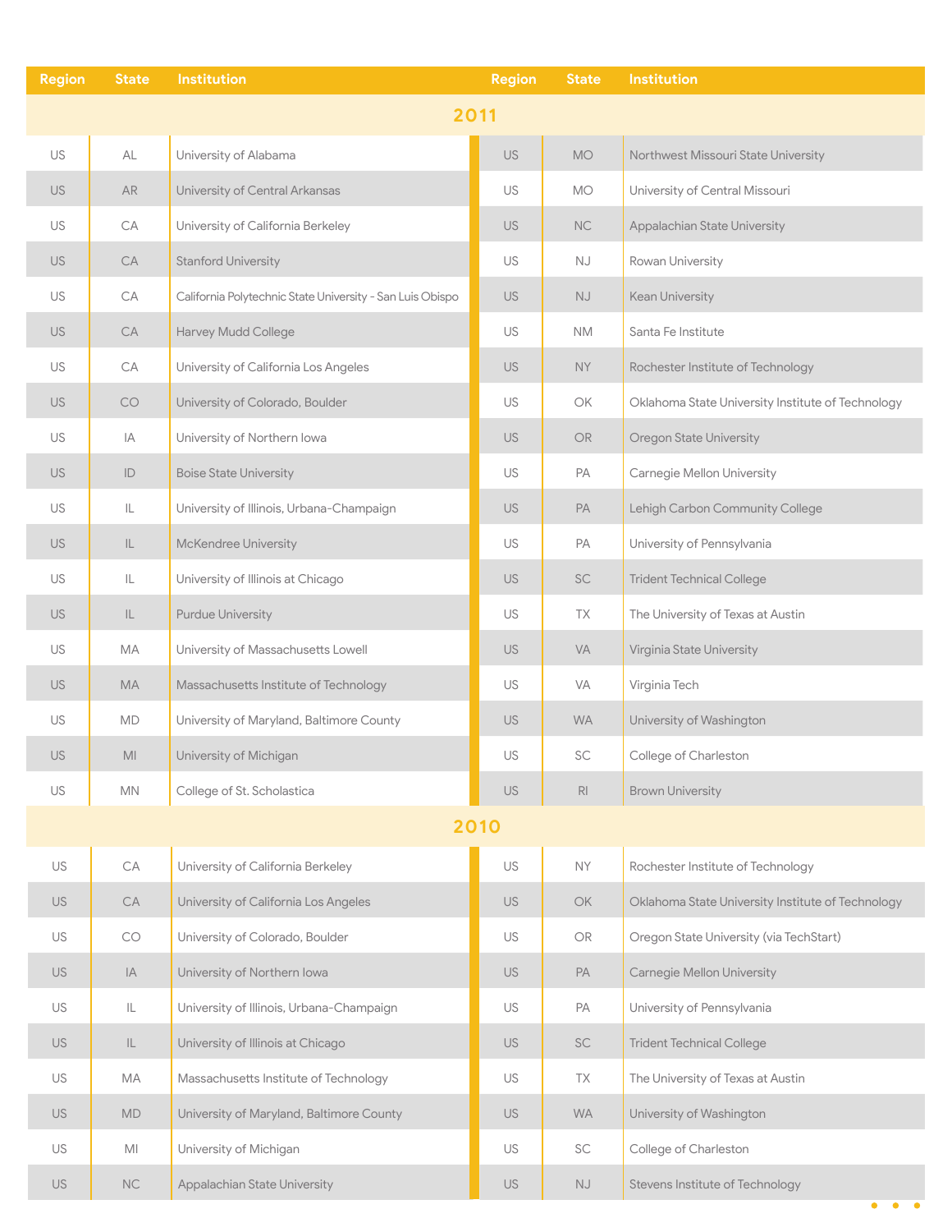| Region | State | Institution | Region | State | Institution |
|---|---|---|---|---|---|
| **2011** | | | | | |
| US | AL | University of Alabama | US | MO | Northwest Missouri State University |
| US | AR | University of Central Arkansas | US | MO | University of Central Missouri |
| US | CA | University of California Berkeley | US | NC | Appalachian State University |
| US | CA | Stanford University | US | NJ | Rowan University |
| US | CA | California Polytechnic State University - San Luis Obispo | US | NJ | Kean University |
| US | CA | Harvey Mudd College | US | NM | Santa Fe Institute |
| US | CA | University of California Los Angeles | US | NY | Rochester Institute of Technology |
| US | CO | University of Colorado, Boulder | US | OK | Oklahoma State University Institute of Technology |
| US | IA | University of Northern Iowa | US | OR | Oregon State University |
| US | ID | Boise State University | US | PA | Carnegie Mellon University |
| US | IL | University of Illinois, Urbana-Champaign | US | PA | Lehigh Carbon Community College |
| US | IL | McKendree University | US | PA | University of Pennsylvania |
| US | IL | University of Illinois at Chicago | US | SC | Trident Technical College |
| US | IL | Purdue University | US | TX | The University of Texas at Austin |
| US | MA | University of Massachusetts Lowell | US | VA | Virginia State University |
| US | MA | Massachusetts Institute of Technology | US | VA | Virginia Tech |
| US | MD | University of Maryland, Baltimore County | US | WA | University of Washington |
| US | MI | University of Michigan | US | SC | College of Charleston |
| US | MN | College of St. Scholastica | US | RI | Brown University |
| **2010** | | | | | |
| US | CA | University of California Berkeley | US | NY | Rochester Institute of Technology |
| US | CA | University of California Los Angeles | US | OK | Oklahoma State University Institute of Technology |
| US | CO | University of Colorado, Boulder | US | OR | Oregon State University (via TechStart) |
| US | IA | University of Northern Iowa | US | PA | Carnegie Mellon University |
| US | IL | University of Illinois, Urbana-Champaign | US | PA | University of Pennsylvania |
| US | IL | University of Illinois at Chicago | US | SC | Trident Technical College |
| US | MA | Massachusetts Institute of Technology | US | TX | The University of Texas at Austin |
| US | MD | University of Maryland, Baltimore County | US | WA | University of Washington |
| US | MI | University of Michigan | US | SC | College of Charleston |
| US | NC | Appalachian State University | US | NJ | Stevens Institute of Technology |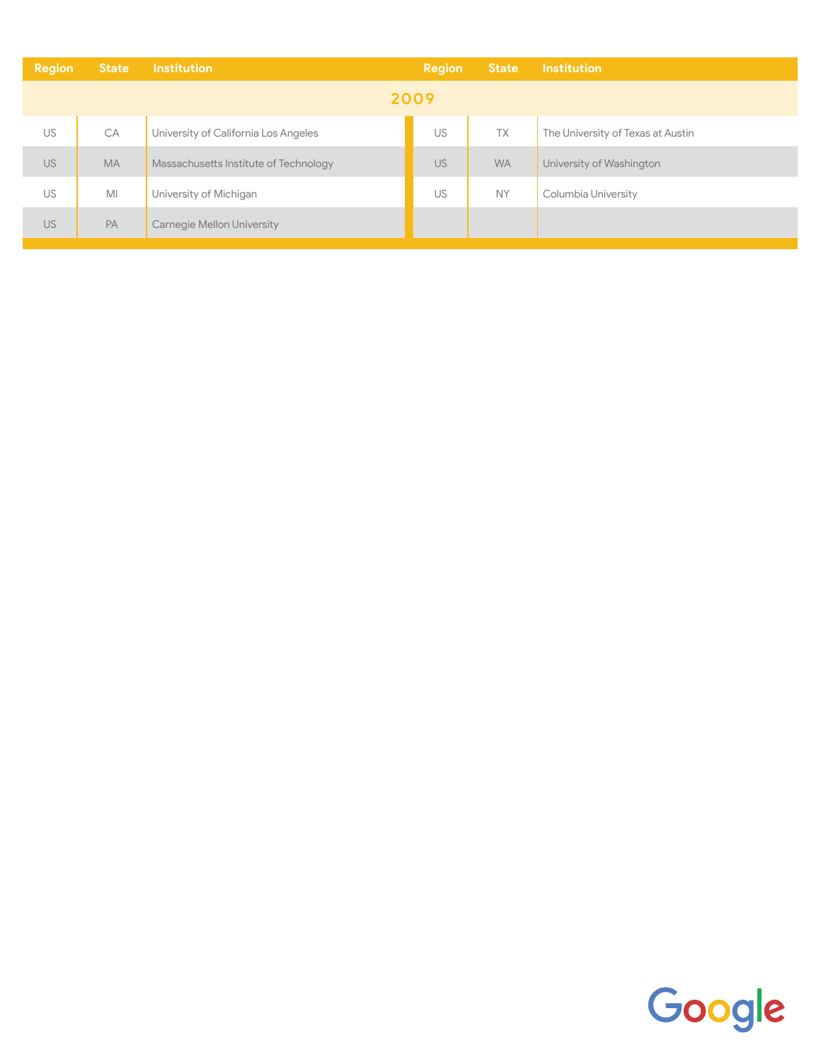| Region | State | Institution | Region | State | Institution |
| --- | --- | --- | --- | --- | --- |
| 2009 | | | | | |
| US | CA | University of California Los Angeles | US | TX | The University of Texas at Austin |
| US | MA | Massachusetts Institute of Technology | US | WA | University of Washington |
| US | MI | University of Michigan | US | NY | Columbia University |
| US | PA | Carnegie Mellon University | | | |